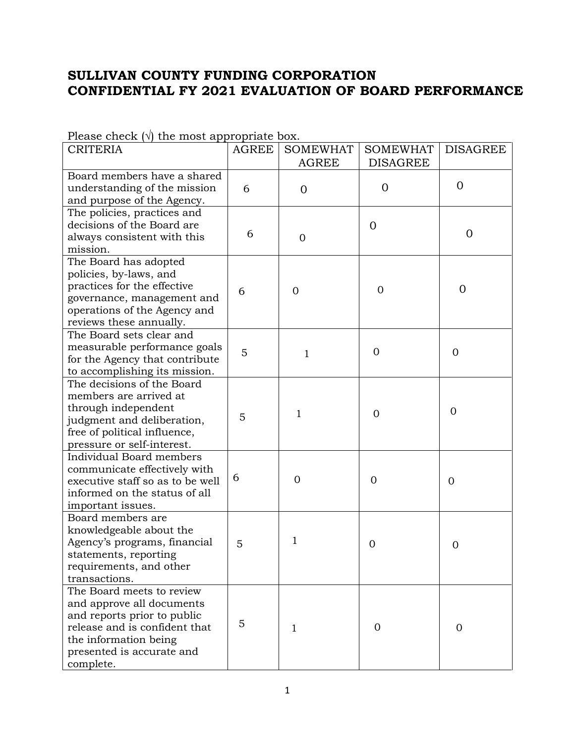# SULLIVAN COUNTY FUNDING CORPORATION
# CONFIDENTIAL FY 2021 EVALUATION OF BOARD PERFORMANCE

Please check (√) the most appropriate box.

| CRITERIA | AGREE | SOMEWHAT AGREE | SOMEWHAT DISAGREE | DISAGREE |
|---|---|---|---|---|
| Board members have a shared understanding of the mission and purpose of the Agency. | 6 | 0 | 0 | 0 |
| The policies, practices and decisions of the Board are always consistent with this mission. | 6 | 0 | 0 | 0 |
| The Board has adopted policies, by-laws, and practices for the effective governance, management and operations of the Agency and reviews these annually. | 6 | 0 | 0 | 0 |
| The Board sets clear and measurable performance goals for the Agency that contribute to accomplishing its mission. | 5 | 1 | 0 | 0 |
| The decisions of the Board members are arrived at through independent judgment and deliberation, free of political influence, pressure or self-interest. | 5 | 1 | 0 | 0 |
| Individual Board members communicate effectively with executive staff so as to be well informed on the status of all important issues. | 6 | 0 | 0 | 0 |
| Board members are knowledgeable about the Agency's programs, financial statements, reporting requirements, and other transactions. | 5 | 1 | 0 | 0 |
| The Board meets to review and approve all documents and reports prior to public release and is confident that the information being presented is accurate and complete. | 5 | 1 | 0 | 0 |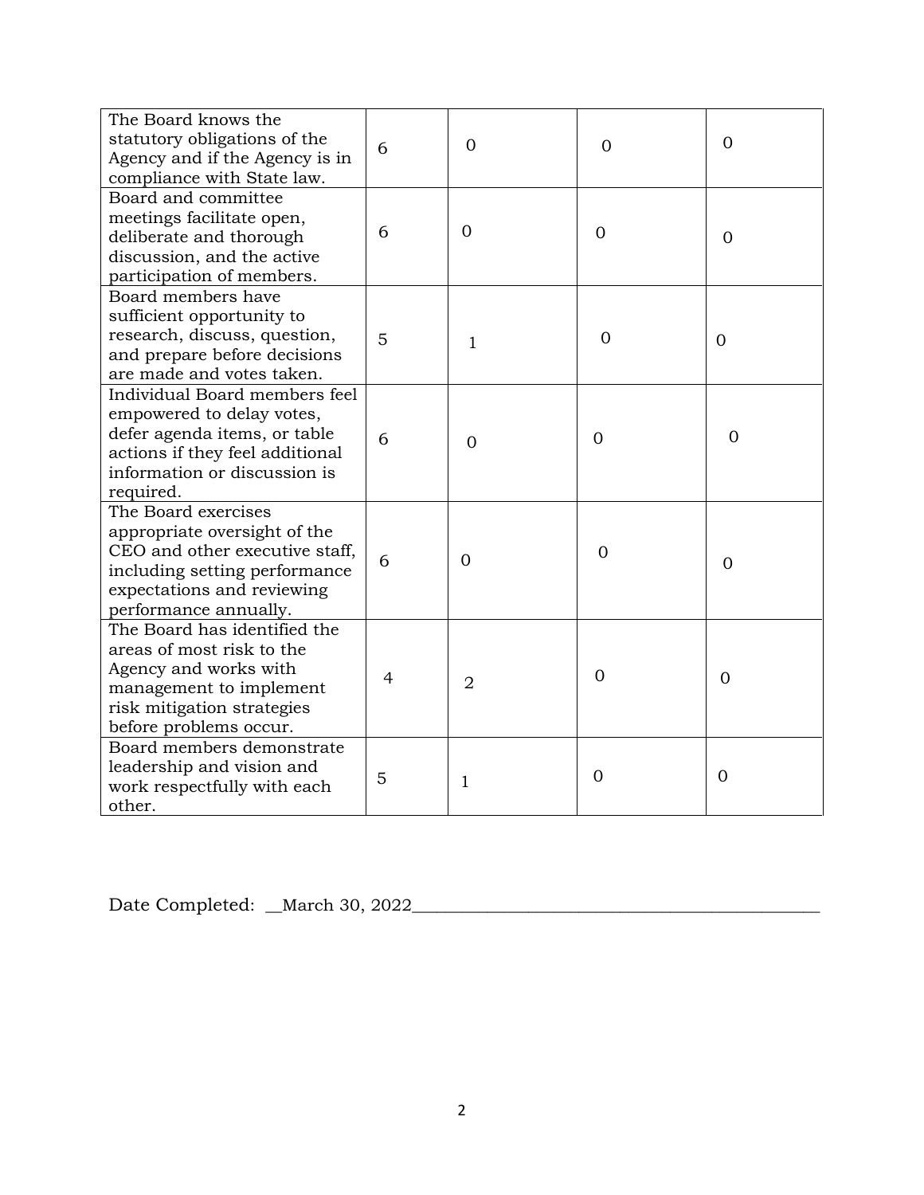| | | | | |
|---|---|---|---|---|
| The Board knows the statutory obligations of the Agency and if the Agency is in compliance with State law. | 6 | 0 | 0 | 0 |
| Board and committee meetings facilitate open, deliberate and thorough discussion, and the active participation of members. | 6 | 0 | 0 | 0 |
| Board members have sufficient opportunity to research, discuss, question, and prepare before decisions are made and votes taken. | 5 | 1 | 0 | 0 |
| Individual Board members feel empowered to delay votes, defer agenda items, or table actions if they feel additional information or discussion is required. | 6 | 0 | 0 | 0 |
| The Board exercises appropriate oversight of the CEO and other executive staff, including setting performance expectations and reviewing performance annually. | 6 | 0 | 0 | 0 |
| The Board has identified the areas of most risk to the Agency and works with management to implement risk mitigation strategies before problems occur. | 4 | 2 | 0 | 0 |
| Board members demonstrate leadership and vision and work respectfully with each other. | 5 | 1 | 0 | 0 |

Date Completed: __March 30, 2022______________________________________________